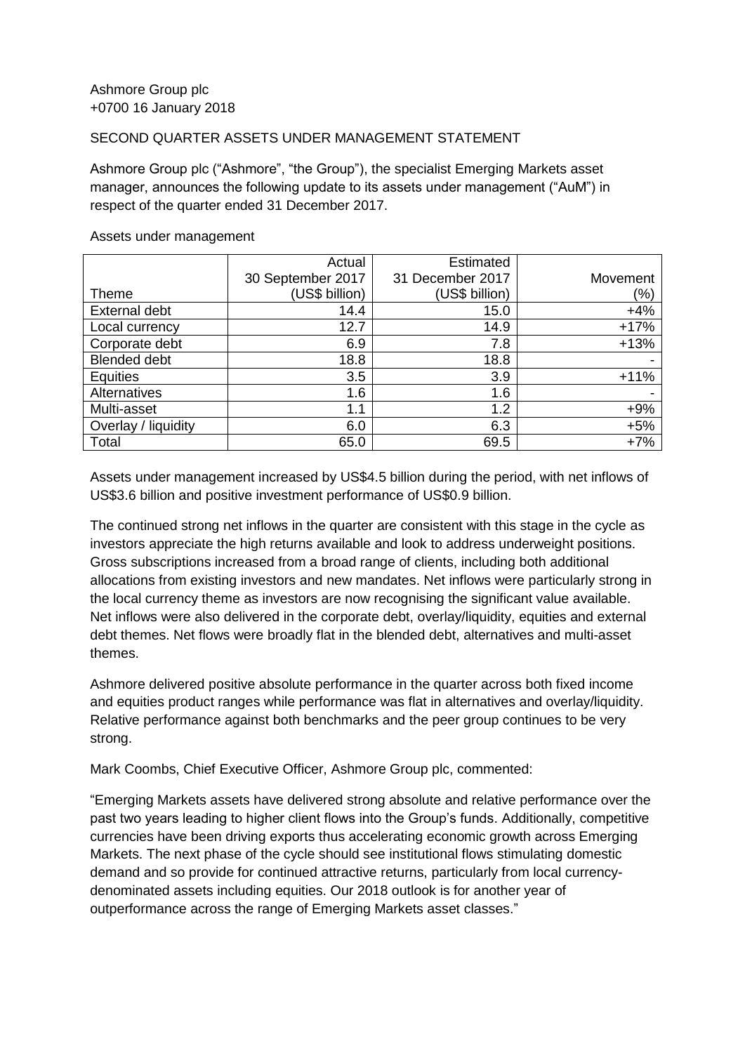Ashmore Group plc
+0700 16 January 2018

SECOND QUARTER ASSETS UNDER MANAGEMENT STATEMENT

Ashmore Group plc ("Ashmore", "the Group"), the specialist Emerging Markets asset manager, announces the following update to its assets under management ("AuM") in respect of the quarter ended 31 December 2017.

Assets under management

| Theme | Actual 30 September 2017 (US$ billion) | Estimated 31 December 2017 (US$ billion) | Movement (%) |
|---|---|---|---|
| External debt | 14.4 | 15.0 | +4% |
| Local currency | 12.7 | 14.9 | +17% |
| Corporate debt | 6.9 | 7.8 | +13% |
| Blended debt | 18.8 | 18.8 | - |
| Equities | 3.5 | 3.9 | +11% |
| Alternatives | 1.6 | 1.6 | - |
| Multi-asset | 1.1 | 1.2 | +9% |
| Overlay / liquidity | 6.0 | 6.3 | +5% |
| Total | 65.0 | 69.5 | +7% |

Assets under management increased by US$4.5 billion during the period, with net inflows of US$3.6 billion and positive investment performance of US$0.9 billion.

The continued strong net inflows in the quarter are consistent with this stage in the cycle as investors appreciate the high returns available and look to address underweight positions. Gross subscriptions increased from a broad range of clients, including both additional allocations from existing investors and new mandates. Net inflows were particularly strong in the local currency theme as investors are now recognising the significant value available. Net inflows were also delivered in the corporate debt, overlay/liquidity, equities and external debt themes. Net flows were broadly flat in the blended debt, alternatives and multi-asset themes.

Ashmore delivered positive absolute performance in the quarter across both fixed income and equities product ranges while performance was flat in alternatives and overlay/liquidity. Relative performance against both benchmarks and the peer group continues to be very strong.

Mark Coombs, Chief Executive Officer, Ashmore Group plc, commented:

"Emerging Markets assets have delivered strong absolute and relative performance over the past two years leading to higher client flows into the Group's funds. Additionally, competitive currencies have been driving exports thus accelerating economic growth across Emerging Markets. The next phase of the cycle should see institutional flows stimulating domestic demand and so provide for continued attractive returns, particularly from local currency-denominated assets including equities. Our 2018 outlook is for another year of outperformance across the range of Emerging Markets asset classes."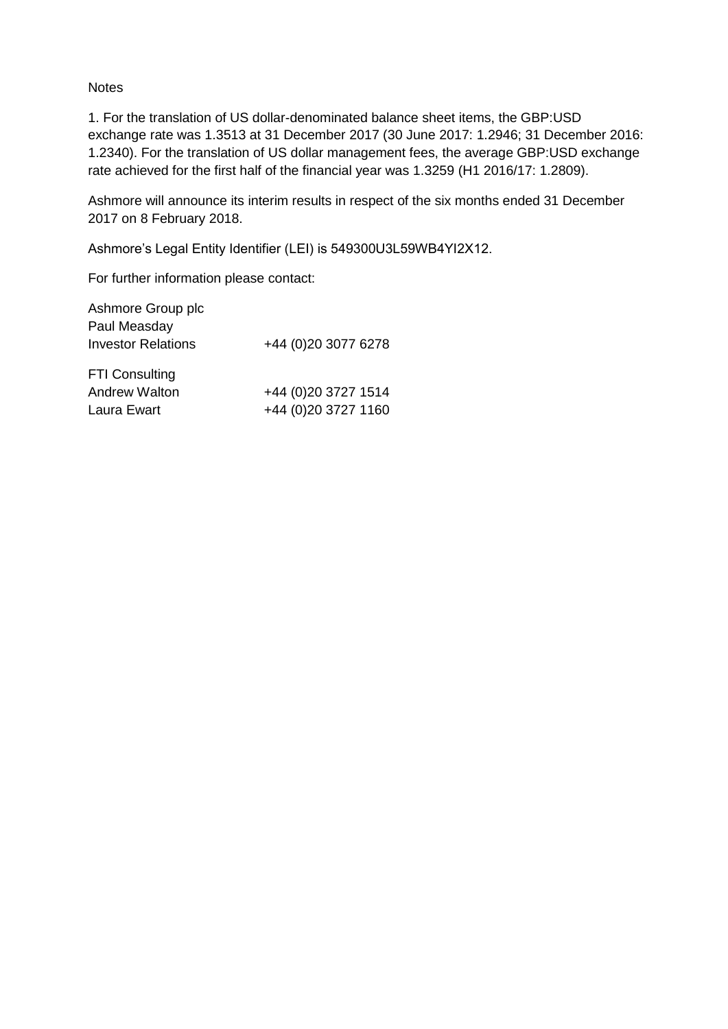Notes

1. For the translation of US dollar-denominated balance sheet items, the GBP:USD exchange rate was 1.3513 at 31 December 2017 (30 June 2017: 1.2946; 31 December 2016: 1.2340). For the translation of US dollar management fees, the average GBP:USD exchange rate achieved for the first half of the financial year was 1.3259 (H1 2016/17: 1.2809).

Ashmore will announce its interim results in respect of the six months ended 31 December 2017 on 8 February 2018.

Ashmore's Legal Entity Identifier (LEI) is 549300U3L59WB4YI2X12.

For further information please contact:

| | |
|---|---|
| Ashmore Group plc | |
| Paul Measday | |
| Investor Relations | +44 (0)20 3077 6278 |
| | |
| FTI Consulting | |
| Andrew Walton | +44 (0)20 3727 1514 |
| Laura Ewart | +44 (0)20 3727 1160 |